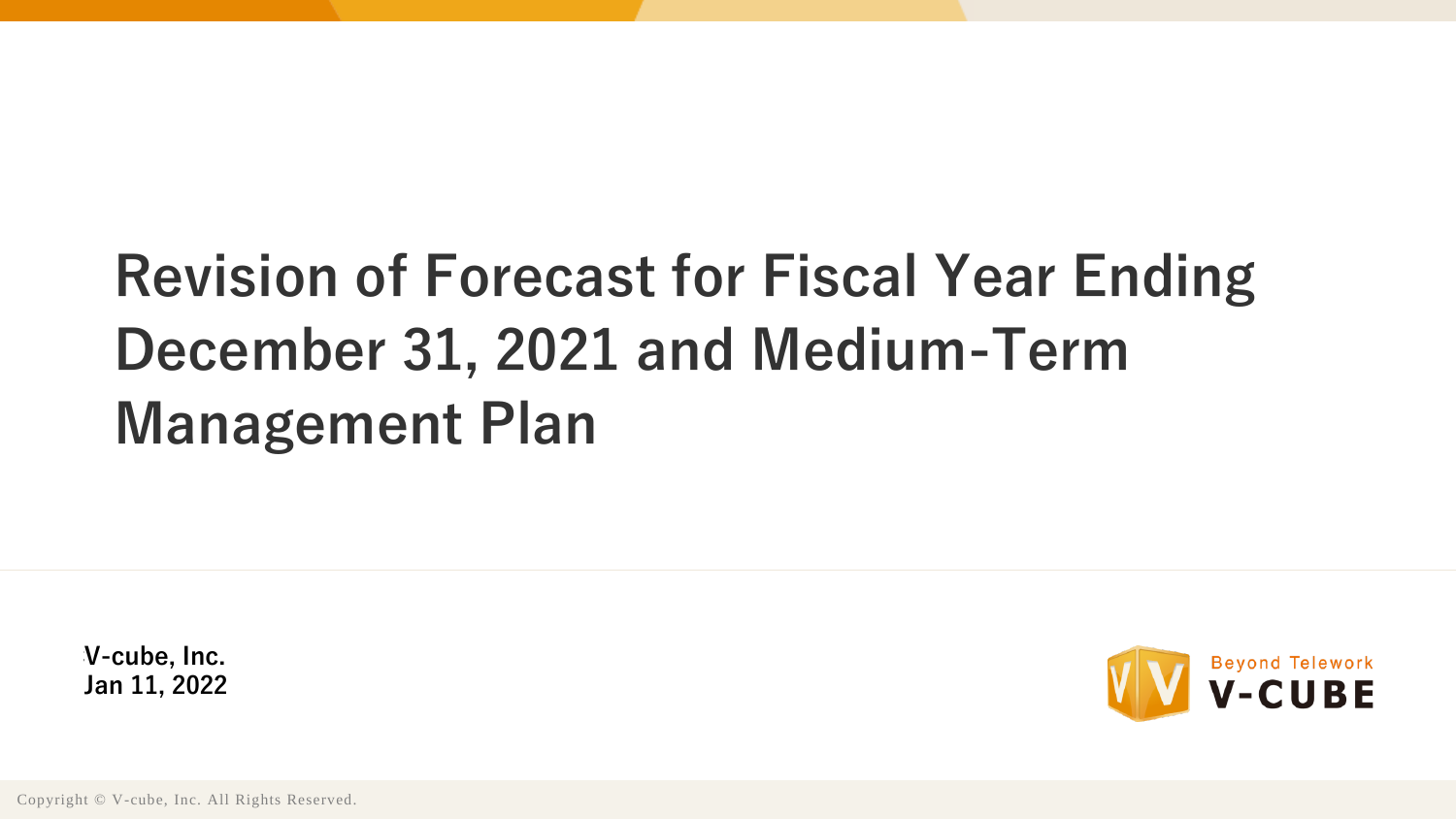# Revision of Forecast for Fiscal Year Ending December 31, 2021 and Medium-Term Management Plan

**V-cube, Inc.**
**Jan 11, 2022**

Beyond Telework
V-CUBE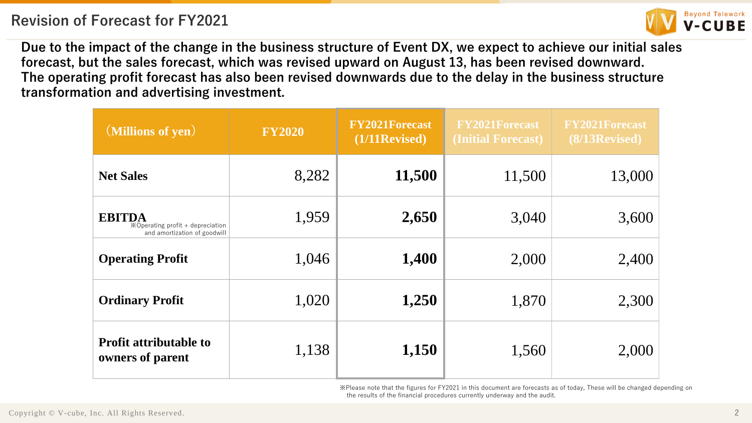# Revision of Forecast for FY2021

**Due to the impact of the change in the business structure of Event DX, we expect to achieve our initial sales forecast, but the sales forecast, which was revised upward on August 13, has been revised downward.**
**The operating profit forecast has also been revised downwards due to the delay in the business structure transformation and advertising investment.**

| (Millions of yen) | FY2020 | FY2021Forecast (1/11Revised) | FY2021Forecast (Initial Forecast) | FY2021Forecast (8/13Revised) |
|---|---|---|---|---|
| Net Sales | 8,282 | **11,500** | 11,500 | 13,000 |
| EBITDA ※Operating profit + depreciation and amortization of goodwill | 1,959 | **2,650** | 3,040 | 3,600 |
| Operating Profit | 1,046 | **1,400** | 2,000 | 2,400 |
| Ordinary Profit | 1,020 | **1,250** | 1,870 | 2,300 |
| Profit attributable to owners of parent | 1,138 | **1,150** | 1,560 | 2,000 |

※Please note that the figures for FY2021 in this document are forecasts as of today, These will be changed depending on the results of the financial procedures currently underway and the audit.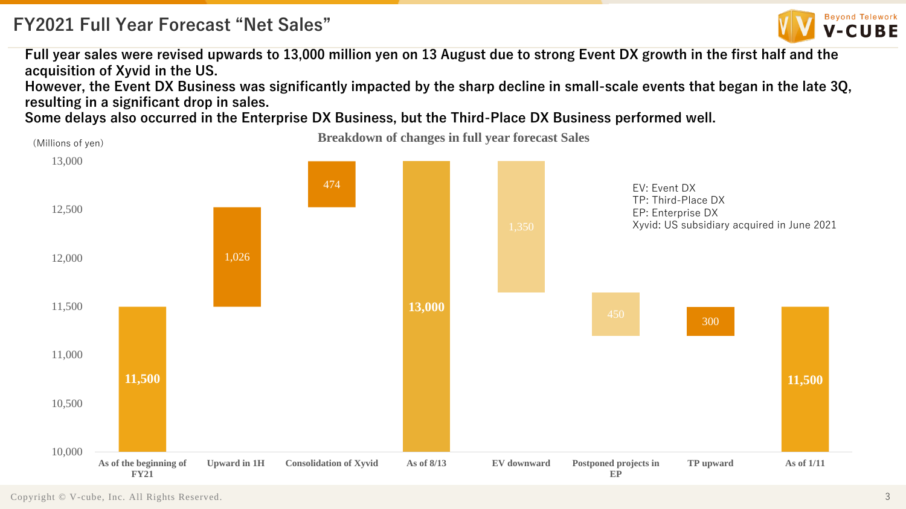# FY2021 Full Year Forecast "Net Sales"

**Full year sales were revised upwards to 13,000 million yen on 13 August due to strong Event DX growth in the first half and the acquisition of Xyvid in the US.**
**However, the Event DX Business was significantly impacted by the sharp decline in small-scale events that began in the late 3Q, resulting in a significant drop in sales.**
**Some delays also occurred in the Enterprise DX Business, but the Third-Place DX Business performed well.**

**Breakdown of changes in full year forecast Sales**

(Millions of yen)

| Item | Amount |
| --- | --- |
| As of the beginning of FY21 | 11,500 |
| Upward in 1H | 1,026 |
| Consolidation of Xyvid | 474 |
| As of 8/13 | 13,000 |
| EV downward | 1,350 |
| Postponed projects in EP | 450 |
| TP upward | 300 |
| As of 1/11 | 11,500 |

EV: Event DX
TP: Third-Place DX
EP: Enterprise DX
Xyvid: US subsidiary acquired in June 2021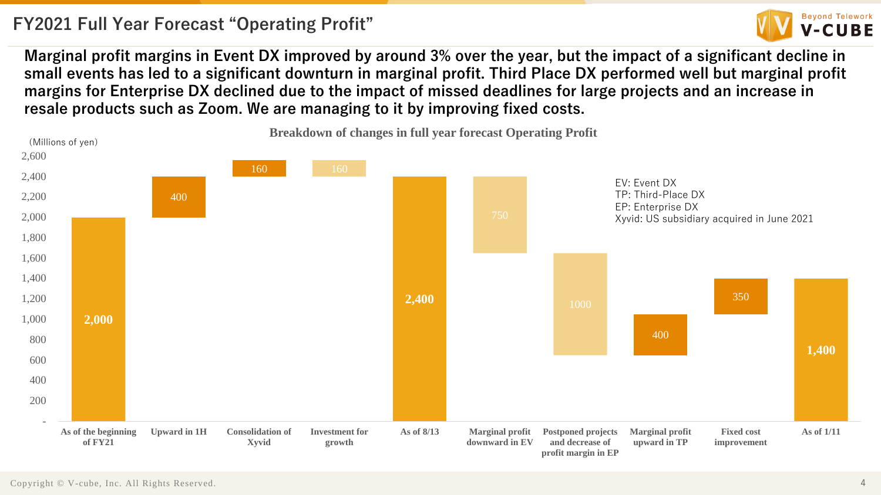# FY2021 Full Year Forecast "Operating Profit"

**Marginal profit margins in Event DX improved by around 3% over the year, but the impact of a significant decline in small events has led to a significant downturn in marginal profit. Third Place DX performed well but marginal profit margins for Enterprise DX declined due to the impact of missed deadlines for large projects and an increase in resale products such as Zoom. We are managing to it by improving fixed costs.**

**Breakdown of changes in full year forecast Operating Profit**

(Millions of yen)

| Item | Value |
|---|---|
| As of the beginning of FY21 | 2,000 |
| Upward in 1H | 400 |
| Consolidation of Xyvid | 160 |
| Investment for growth | 160 |
| As of 8/13 | 2,400 |
| Marginal profit downward in EV | 750 |
| Postponed projects and decrease of profit margin in EP | 1000 |
| Marginal profit upward in TP | 400 |
| Fixed cost improvement | 350 |
| As of 1/11 | 1,400 |

EV: Event DX
TP: Third-Place DX
EP: Enterprise DX
Xyvid: US subsidiary acquired in June 2021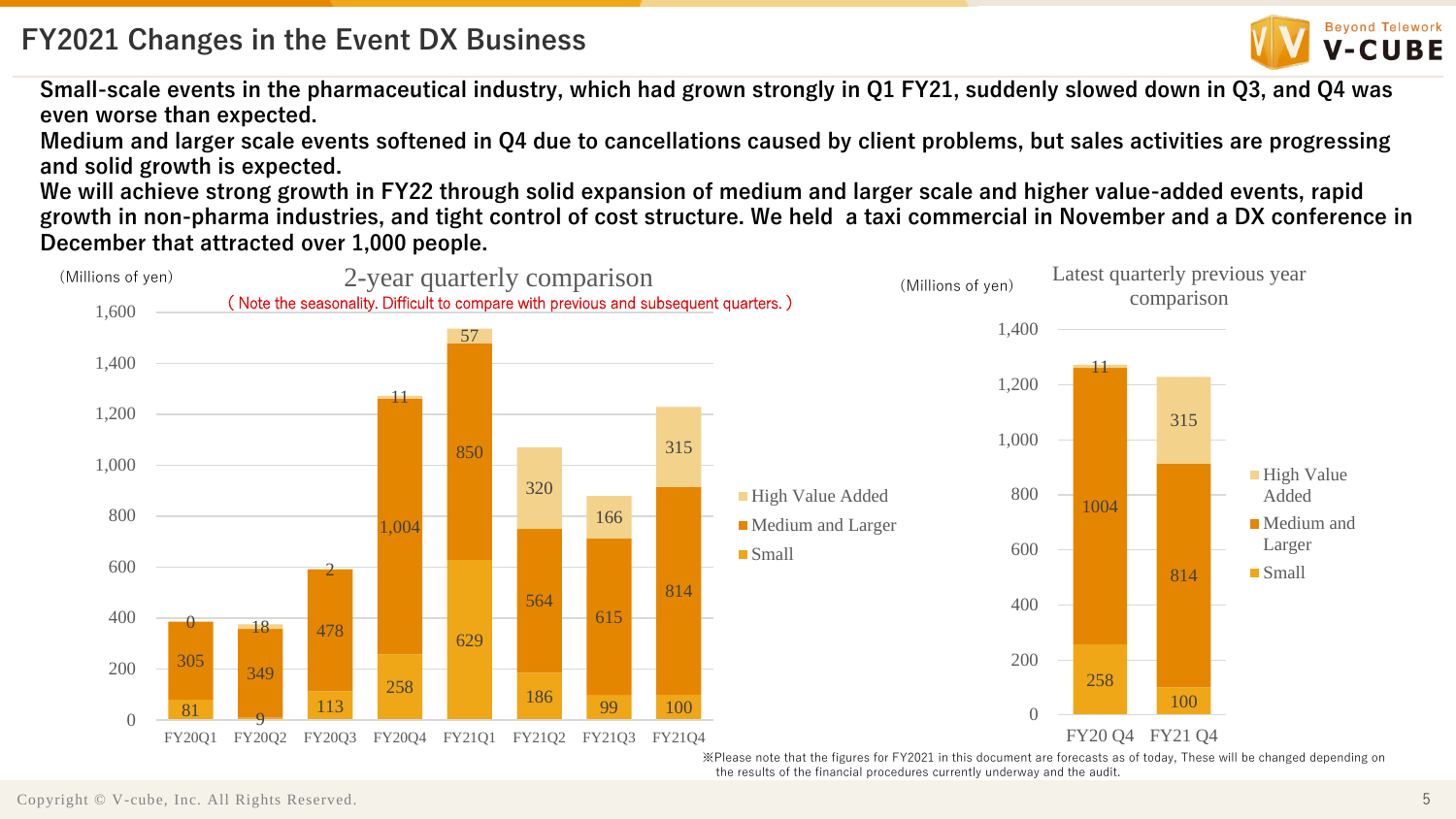# FY2021 Changes in the Event DX Business

**Small-scale events in the pharmaceutical industry, which had grown strongly in Q1 FY21, suddenly slowed down in Q3, and Q4 was even worse than expected.**
**Medium and larger scale events softened in Q4 due to cancellations caused by client problems, but sales activities are progressing and solid growth is expected.**
**We will achieve strong growth in FY22 through solid expansion of medium and larger scale and higher value-added events, rapid growth in non-pharma industries, and tight control of cost structure. We held a taxi commercial in November and a DX conference in December that attracted over 1,000 people.**

**2-year quarterly comparison**

( Note the seasonality. Difficult to compare with previous and subsequent quarters. )

(Millions of yen)

| | FY20Q1 | FY20Q2 | FY20Q3 | FY20Q4 | FY21Q1 | FY21Q2 | FY21Q3 | FY21Q4 |
|---|---|---|---|---|---|---|---|---|
| High Value Added | 0 | 18 | 2 | 11 | 57 | 320 | 166 | 315 |
| Medium and Larger | 305 | 349 | 478 | 1,004 | 850 | 564 | 615 | 814 |
| Small | 81 | 9 | 113 | 258 | 629 | 186 | 99 | 100 |

**Latest quarterly previous year comparison**

(Millions of yen)

| | FY20 Q4 | FY21 Q4 |
|---|---|---|
| High Value Added | 11 | 315 |
| Medium and Larger | 1004 | 814 |
| Small | 258 | 100 |

※Please note that the figures for FY2021 in this document are forecasts as of today, These will be changed depending on the results of the financial procedures currently underway and the audit.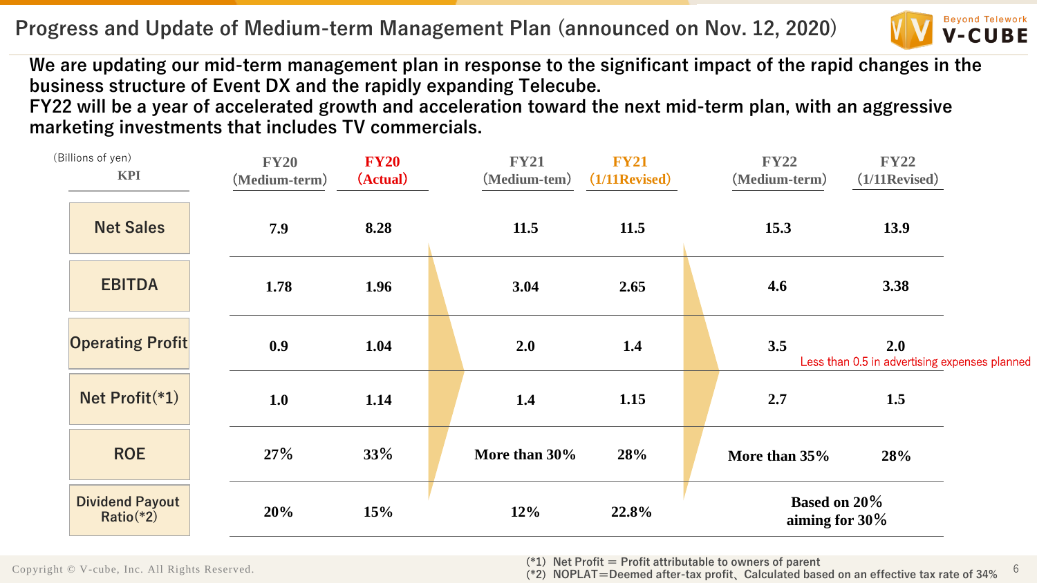# Progress and Update of Medium-term Management Plan (announced on Nov. 12, 2020)

**We are updating our mid-term management plan in response to the significant impact of the rapid changes in the business structure of Event DX and the rapidly expanding Telecube.**
**FY22 will be a year of accelerated growth and acceleration toward the next mid-term plan, with an aggressive marketing investments that includes TV commercials.**

(Billions of yen)

| KPI | FY20 (Medium-term) | FY20 (Actual) | FY21 (Medium-tem) | FY21 (1/11Revised) | FY22 (Medium-term) | FY22 (1/11Revised) |
|---|---|---|---|---|---|---|
| Net Sales | 7.9 | 8.28 | 11.5 | 11.5 | 15.3 | 13.9 |
| EBITDA | 1.78 | 1.96 | 3.04 | 2.65 | 4.6 | 3.38 |
| Operating Profit | 0.9 | 1.04 | 2.0 | 1.4 | 3.5 | 2.0 Less than 0.5 in advertising expenses planned |
| Net Profit(*1) | 1.0 | 1.14 | 1.4 | 1.15 | 2.7 | 1.5 |
| ROE | 27% | 33% | More than 30% | 28% | More than 35% | 28% |
| Dividend Payout Ratio(*2) | 20% | 15% | 12% | 22.8% | Based on 20% aiming for 30% | |

(*1) Net Profit ＝ Profit attributable to owners of parent
(*2) NOPLAT＝Deemed after-tax profit、Calculated based on an effective tax rate of 34%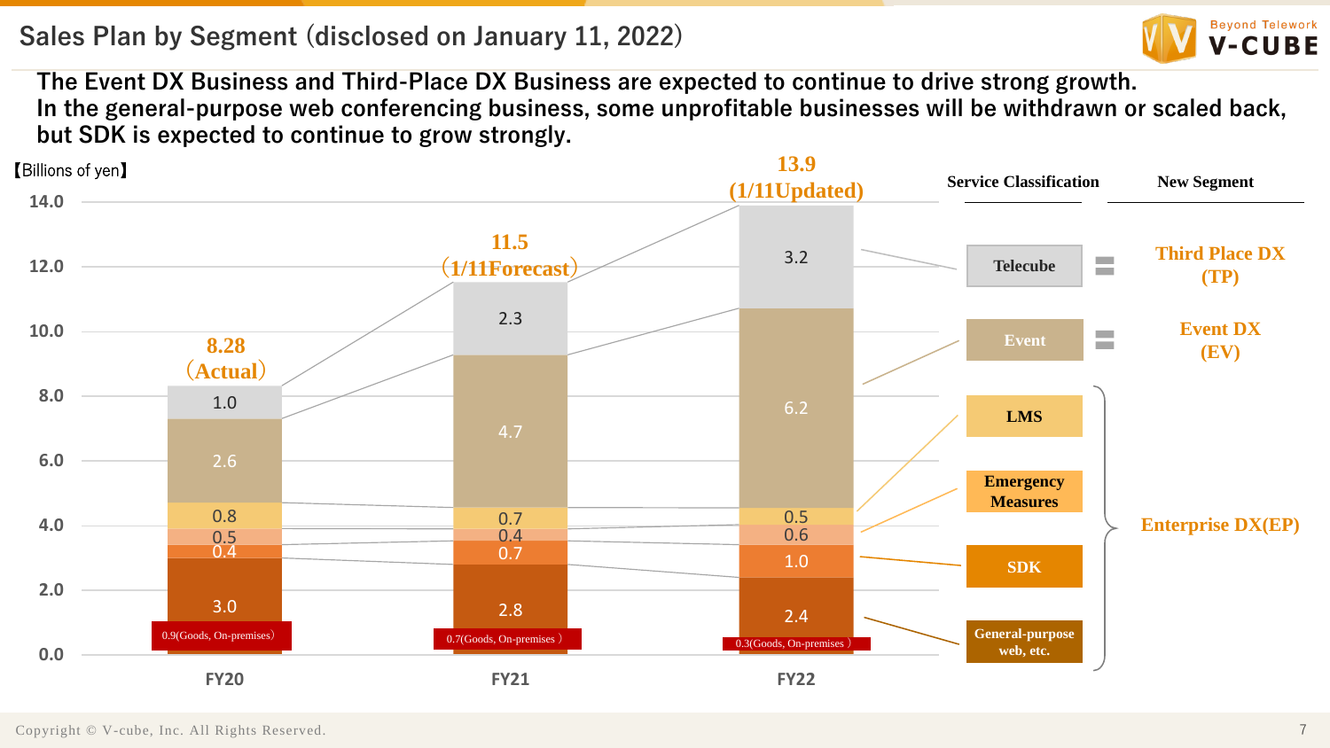# Sales Plan by Segment (disclosed on January 11, 2022)

**The Event DX Business and Third-Place DX Business are expected to continue to drive strong growth.**
**In the general-purpose web conferencing business, some unprofitable businesses will be withdrawn or scaled back, but SDK is expected to continue to grow strongly.**

【Billions of yen】

| Service Classification | FY20 | FY21 | FY22 |
|---|---|---|---|
| Telecube | 1.0 | 2.3 | 3.2 |
| Event | 2.6 | 4.7 | 6.2 |
| LMS | 0.8 | 0.7 | 0.5 |
| Emergency Measures | 0.5 | 0.4 | 0.6 |
| SDK | 0.4 | 0.7 | 1.0 |
| General-purpose web, etc. | 3.0 | 2.8 | 2.4 |
| (of which Goods, On-premises) | 0.9 | 0.7 | 0.3 |
| **Total** | 8.28 (Actual) | 11.5 (1/11Forecast) | 13.9 (1/11Updated) |

| Service Classification | New Segment |
|---|---|
| Telecube | Third Place DX (TP) |
| Event | Event DX (EV) |
| LMS, Emergency Measures, SDK, General-purpose web, etc. | Enterprise DX(EP) |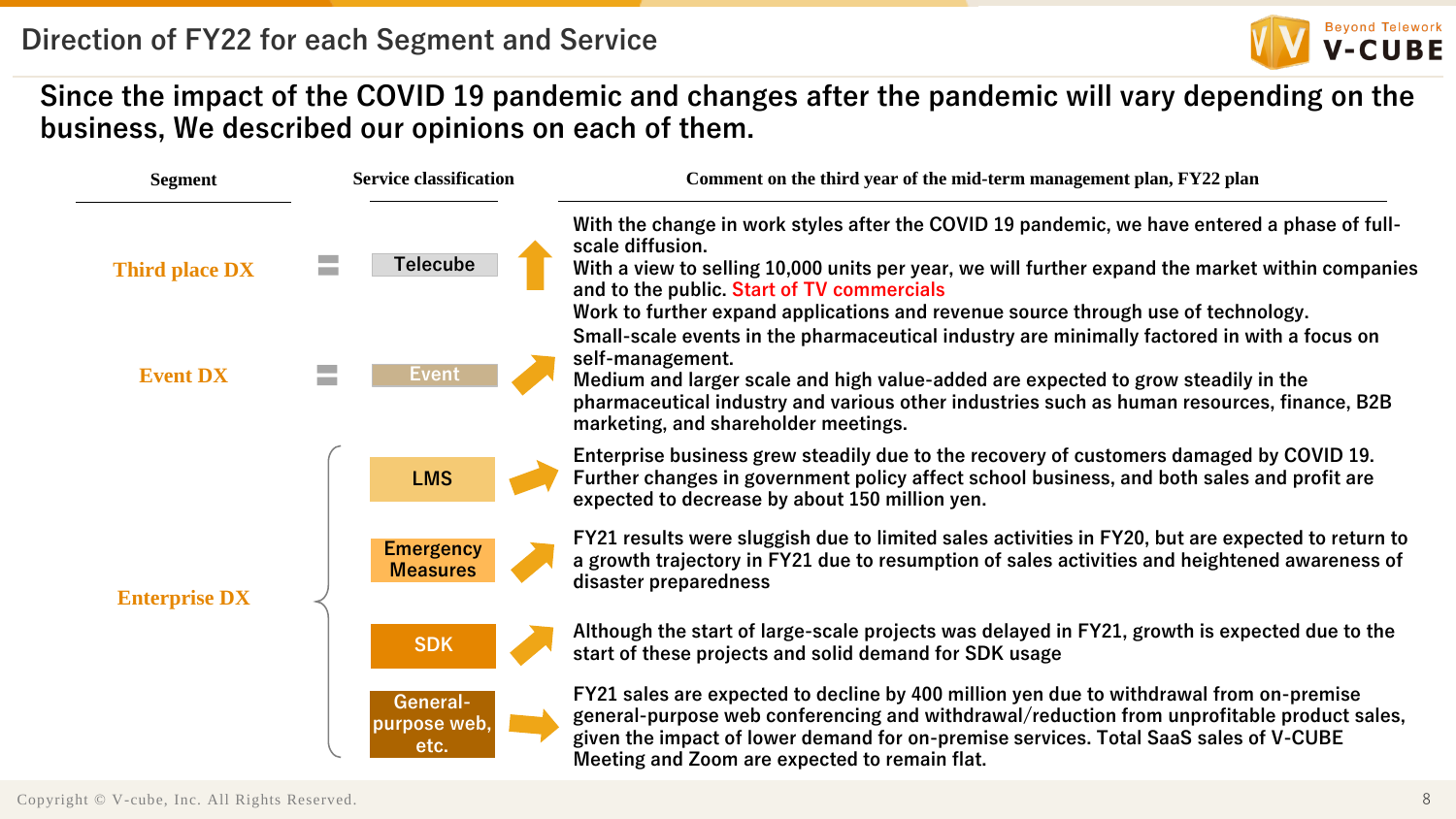# Direction of FY22 for each Segment and Service

## Since the impact of the COVID 19 pandemic and changes after the pandemic will vary depending on the business, We described our opinions on each of them.

| Segment | Service classification | Comment on the third year of the mid-term management plan, FY22 plan |
|---|---|---|
| Third place DX | Telecube | With the change in work styles after the COVID 19 pandemic, we have entered a phase of full-scale diffusion. With a view to selling 10,000 units per year, we will further expand the market within companies and to the public. Start of TV commercials Work to further expand applications and revenue source through use of technology. |
| Event DX | Event | Small-scale events in the pharmaceutical industry are minimally factored in with a focus on self-management. Medium and larger scale and high value-added are expected to grow steadily in the pharmaceutical industry and various other industries such as human resources, finance, B2B marketing, and shareholder meetings. |
| Enterprise DX | LMS | Enterprise business grew steadily due to the recovery of customers damaged by COVID 19. Further changes in government policy affect school business, and both sales and profit are expected to decrease by about 150 million yen. |
| | Emergency Measures | FY21 results were sluggish due to limited sales activities in FY20, but are expected to return to a growth trajectory in FY21 due to resumption of sales activities and heightened awareness of disaster preparedness |
| | SDK | Although the start of large-scale projects was delayed in FY21, growth is expected due to the start of these projects and solid demand for SDK usage |
| | General-purpose web, etc. | FY21 sales are expected to decline by 400 million yen due to withdrawal from on-premise general-purpose web conferencing and withdrawal/reduction from unprofitable product sales, given the impact of lower demand for on-premise services. Total SaaS sales of V-CUBE Meeting and Zoom are expected to remain flat. |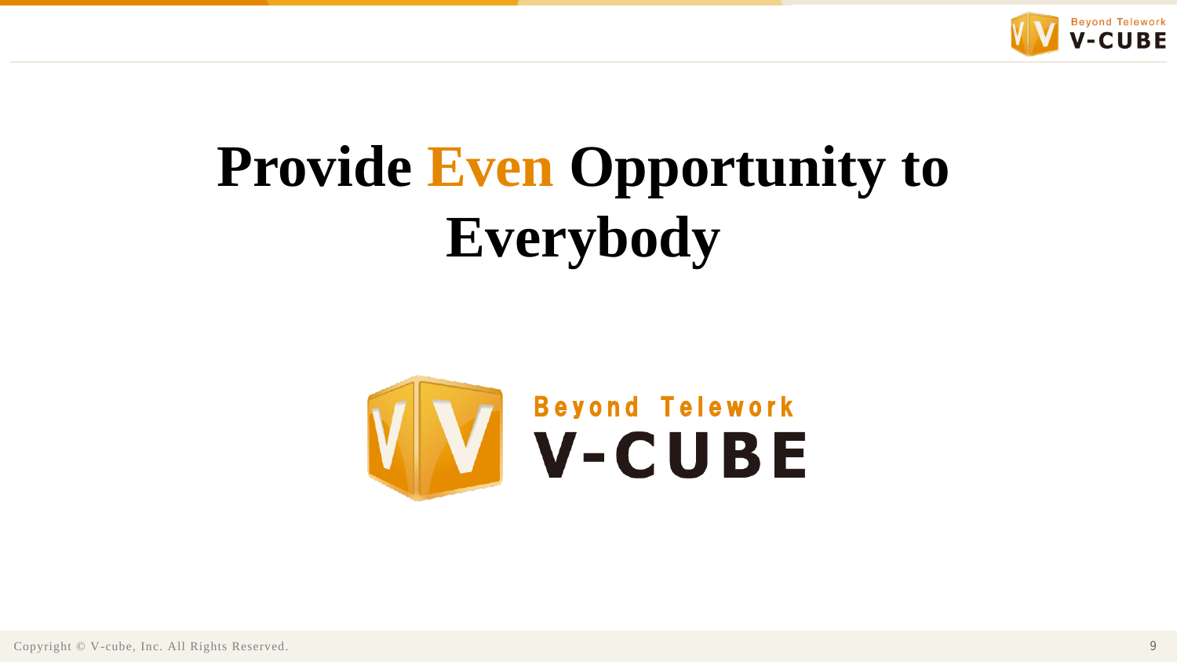# Provide Even Opportunity to Everybody

Beyond Telework

V-CUBE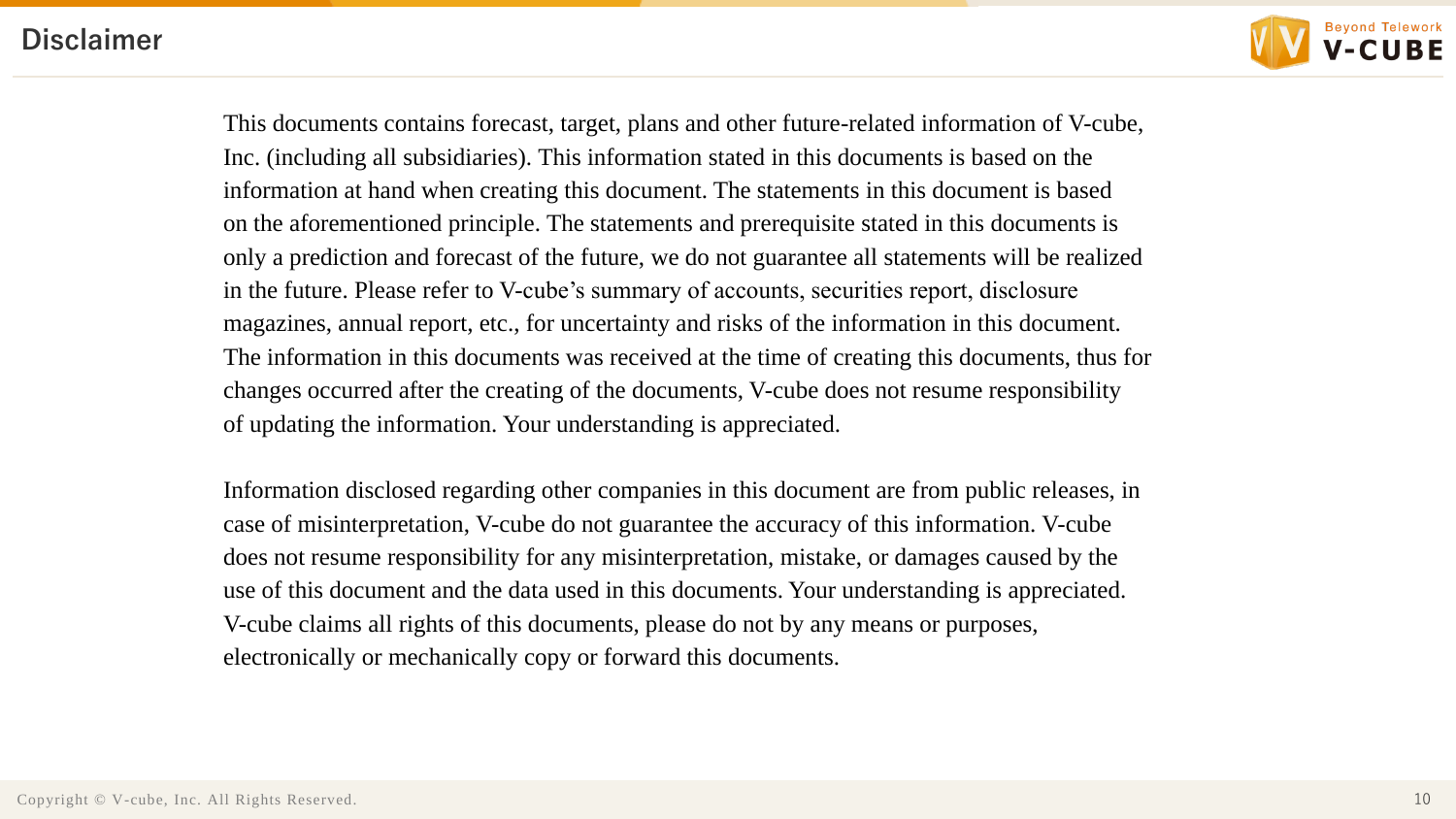# Disclaimer

This documents contains forecast, target, plans and other future-related information of V-cube, Inc. (including all subsidiaries). This information stated in this documents is based on the information at hand when creating this document. The statements in this document is based on the aforementioned principle. The statements and prerequisite stated in this documents is only a prediction and forecast of the future, we do not guarantee all statements will be realized in the future. Please refer to V-cube's summary of accounts, securities report, disclosure magazines, annual report, etc., for uncertainty and risks of the information in this document. The information in this documents was received at the time of creating this documents, thus for changes occurred after the creating of the documents, V-cube does not resume responsibility of updating the information. Your understanding is appreciated.

Information disclosed regarding other companies in this document are from public releases, in case of misinterpretation, V-cube do not guarantee the accuracy of this information. V-cube does not resume responsibility for any misinterpretation, mistake, or damages caused by the use of this document and the data used in this documents. Your understanding is appreciated. V-cube claims all rights of this documents, please do not by any means or purposes, electronically or mechanically copy or forward this documents.